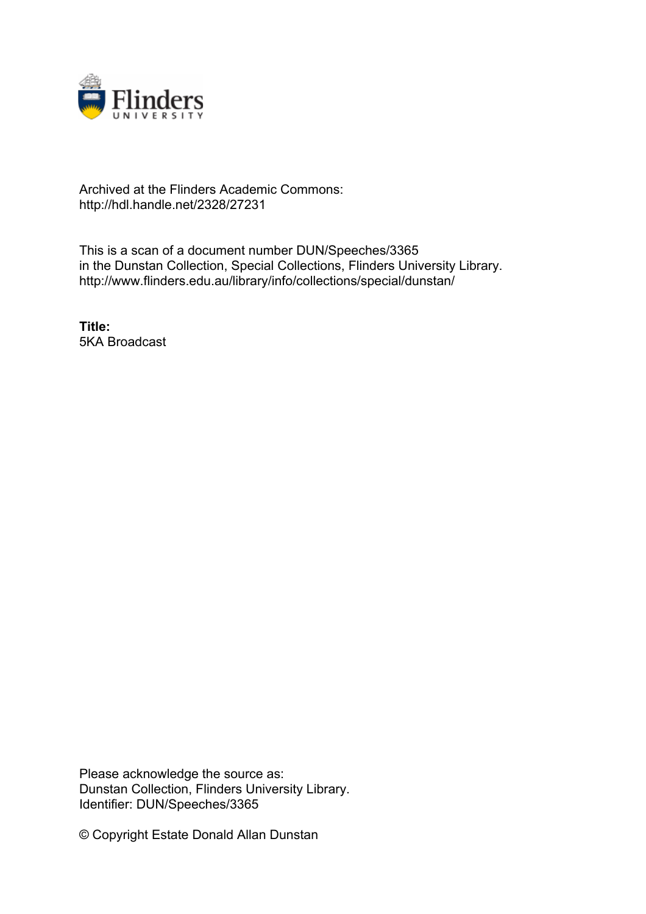Archived at the Flinders Academic Commons:
http://hdl.handle.net/2328/27231

This is a scan of a document number DUN/Speeches/3365
in the Dunstan Collection, Special Collections, Flinders University Library.
http://www.flinders.edu.au/library/info/collections/special/dunstan/

**Title:**
5KA Broadcast

Please acknowledge the source as:
Dunstan Collection, Flinders University Library.
Identifier: DUN/Speeches/3365

© Copyright Estate Donald Allan Dunstan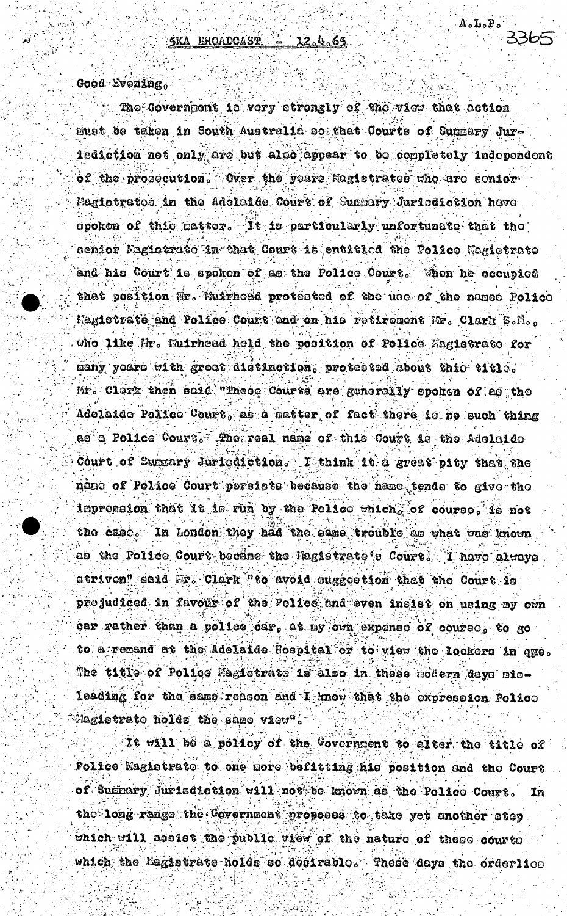A.L.P.

3365

5KA BROADCAST - 12.4.65

Good Evening.

The Government is very strongly of the view that action must be taken in South Australia so that Courts of Summary Jurisdiction not only are but also appear to be completely independent of the prosecution. Over the years Magistrates who are senior Magistrates in the Adelaide Court of Summary Jurisdiction have spoken of this matter. It is particularly unfortunate that the senior Magistrate in that Court is entitled the Police Magistrate and his Court is spoken of as the Police Court. When he occupied that position Mr. Muirhead protested of the use of the names Police Magistrate and Police Court and on his retirement Mr. Clark S.M., who like Mr. Muirhead held the position of Police Magistrate for many years with great distinction, protested about this title. Mr. Clark then said "These Courts are generally spoken of as the Adelaide Police Court, as a matter of fact there is no such thing as a Police Court. The real name of this Court is the Adelaide Court of Summary Jurisdiction. I think it a great pity that the name of Police Court persists because the name tends to give the impression that it is run by the Police which, of course, is not the case. In London they had the same trouble as what was known as the Police Court became the Magistrate's Court. I have always striven" said Mr. Clark "to avoid suggestion that the Court is prejudiced in favour of the Police and even insist on using my own car rather than a police car, at my own expense of course, to go to a remand at the Adelaide Hospital or to view the lockers in gge. The title of Police Magistrate is also in these modern days misleading for the same reason and I know that the expression Police Magistrate holds the same view".

It will be a policy of the Government to alter the title of Police Magistrate to one more befitting his position and the Court of Summary Jurisdiction will not be known as the Police Court. In the long range the Government proposes to take yet another step which will assist the public view of the nature of these courts which the Magistrate holds so desirable. These days the orderlies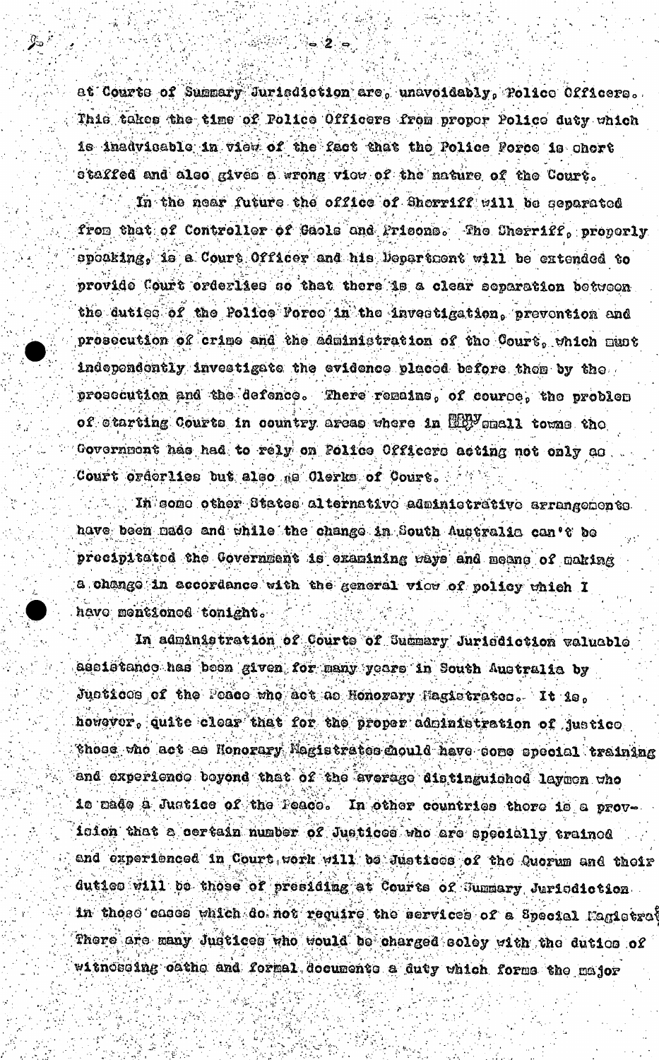at Courts of Summary Jurisdiction are, unavoidably, Police Officers. This takes the time of Police Officers from proper Police duty which is inadvisable in view of the fact that the Police Force is short staffed and also gives a wrong view of the nature of the Court.

In the near future the office of Sherriff will be separated from that of Controller of Gaols and Prisons. The Sherriff, properly speaking, is a Court Officer and his Department will be extended to provide Court orderlies so that there is a clear separation between the duties of the Police Force in the investigation, prevention and prosecution of crime and the administration of the Court, which must independently investigate the evidence placed before them by the prosecution and the defence. There remains, of course, the problem of starting Courts in country areas where in many small towns the Government has had to rely on Police Officers acting not only as Court orderlies but also as Clerks of Court.

In some other States alternative administrative arrangements have been made and while the change in South Australia can't be precipitated the Government is examining ways and means of making a change in accordance with the general view of policy which I have mentioned tonight.

In administration of Courts of Summary Jurisdiction valuable assistance has been given for many years in South Australia by Justices of the Peace who act as Honorary Magistrates. It is, however, quite clear that for the proper administration of justice those who act as Honorary Magistrates should have some special training and experience beyond that of the average distinguished laymen who is made a Justice of the Peace. In other countries there is a provision that a certain number of Justices who are specially trained and experienced in Court work will be Justices of the Quorum and their duties will be those of presiding at Courts of Summary Jurisdiction in those cases which do not require the services of a Special Magistrate. There are many Justices who would be charged soley with the duties of witnessing oaths and formal documents a duty which forms the major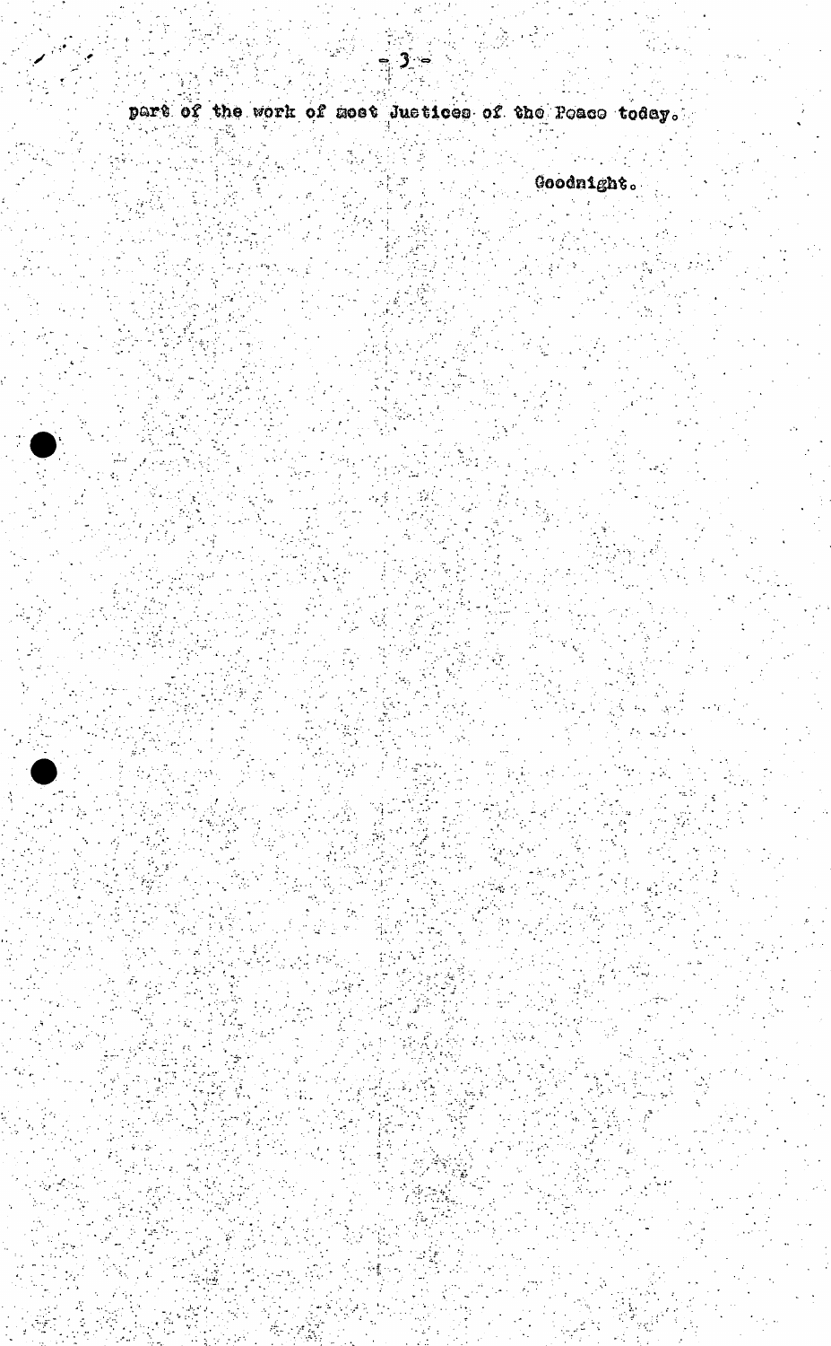part of the work of most Justices of the Peace today.

Goodnight.